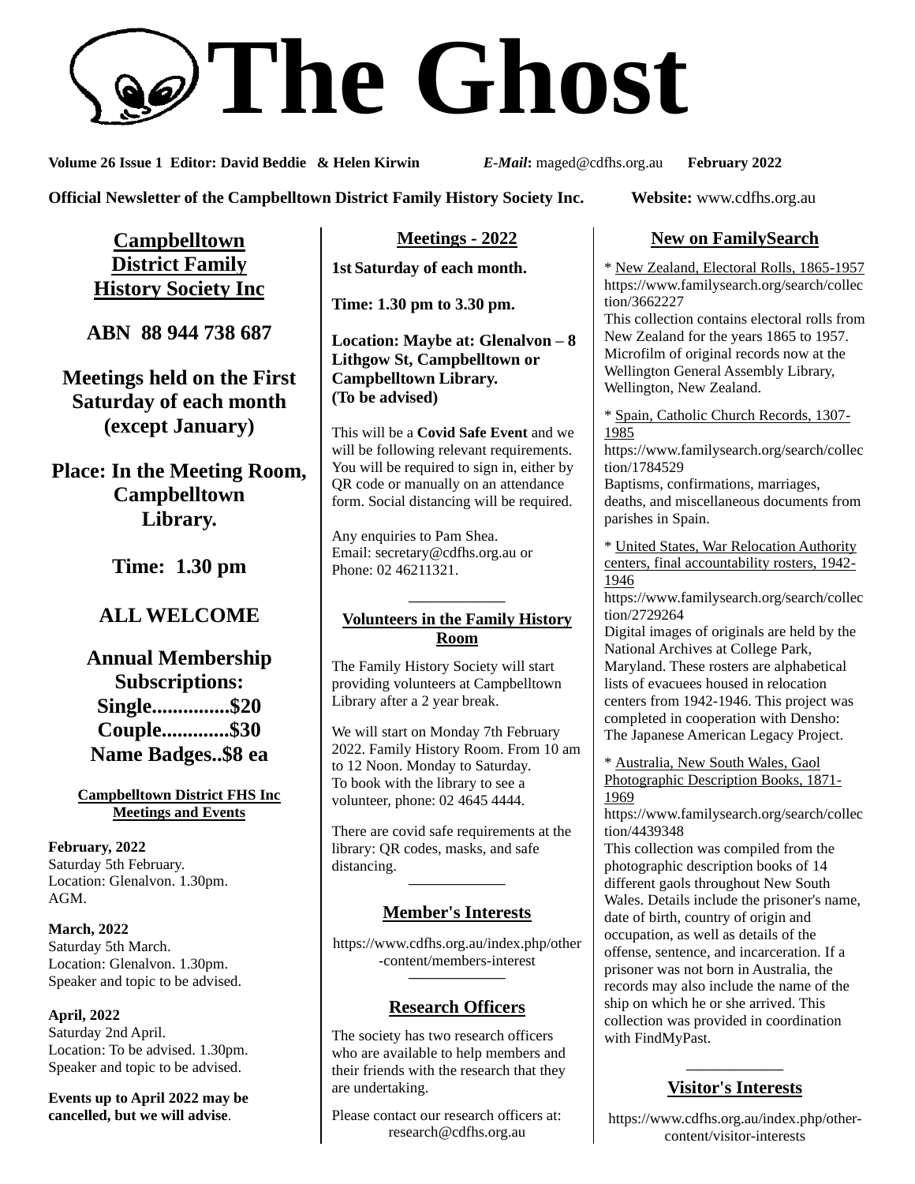# The Ghost

**Volume 26 Issue 1 Editor: David Beddie & Helen Kirwin** ***E-Mail*****:** maged@cdfhs.org.au **February 2022**

**Official Newsletter of the Campbelltown District Family History Society Inc.** **Website:** www.cdfhs.org.au

## Campbelltown District Family History Society Inc

**ABN 88 944 738 687**

**Meetings held on the First Saturday of each month (except January)**

**Place: In the Meeting Room, Campbelltown Library.**

**Time: 1.30 pm**

**ALL WELCOME**

**Annual Membership Subscriptions:**
**Single...............$20**
**Couple.............$30**
**Name Badges..$8 ea**

### Campbelltown District FHS Inc Meetings and Events

**February, 2022**
Saturday 5th February.
Location: Glenalvon. 1.30pm.
AGM.

**March, 2022**
Saturday 5th March.
Location: Glenalvon. 1.30pm.
Speaker and topic to be advised.

**April, 2022**
Saturday 2nd April.
Location: To be advised. 1.30pm.
Speaker and topic to be advised.

**Events up to April 2022 may be cancelled, but we will advise**.

## Meetings - 2022

**1st Saturday of each month.**

**Time: 1.30 pm to 3.30 pm.**

**Location: Maybe at: Glenalvon – 8 Lithgow St, Campbelltown or Campbelltown Library. (To be advised)**

This will be a **Covid Safe Event** and we will be following relevant requirements. You will be required to sign in, either by QR code or manually on an attendance form. Social distancing will be required.

Any enquiries to Pam Shea.
Email: secretary@cdfhs.org.au or
Phone: 02 46211321.

---

## Volunteers in the Family History Room

The Family History Society will start providing volunteers at Campbelltown Library after a 2 year break.

We will start on Monday 7th February 2022. Family History Room. From 10 am to 12 Noon. Monday to Saturday.
To book with the library to see a volunteer, phone: 02 4645 4444.

There are covid safe requirements at the library: QR codes, masks, and safe distancing.

---

## Member's Interests

https://www.cdfhs.org.au/index.php/other-content/members-interest

---

## Research Officers

The society has two research officers who are available to help members and their friends with the research that they are undertaking.

Please contact our research officers at: research@cdfhs.org.au

## New on FamilySearch

* New Zealand, Electoral Rolls, 1865-1957
https://www.familysearch.org/search/collection/3662227
This collection contains electoral rolls from New Zealand for the years 1865 to 1957. Microfilm of original records now at the Wellington General Assembly Library, Wellington, New Zealand.

* Spain, Catholic Church Records, 1307-1985
https://www.familysearch.org/search/collection/1784529
Baptisms, confirmations, marriages, deaths, and miscellaneous documents from parishes in Spain.

* United States, War Relocation Authority centers, final accountability rosters, 1942-1946
https://www.familysearch.org/search/collection/2729264
Digital images of originals are held by the National Archives at College Park, Maryland. These rosters are alphabetical lists of evacuees housed in relocation centers from 1942-1946. This project was completed in cooperation with Densho: The Japanese American Legacy Project.

* Australia, New South Wales, Gaol Photographic Description Books, 1871-1969
https://www.familysearch.org/search/collection/4439348
This collection was compiled from the photographic description books of 14 different gaols throughout New South Wales. Details include the prisoner's name, date of birth, country of origin and occupation, as well as details of the offense, sentence, and incarceration. If a prisoner was not born in Australia, the records may also include the name of the ship on which he or she arrived. This collection was provided in coordination with FindMyPast.

---

## Visitor's Interests

https://www.cdfhs.org.au/index.php/other-content/visitor-interests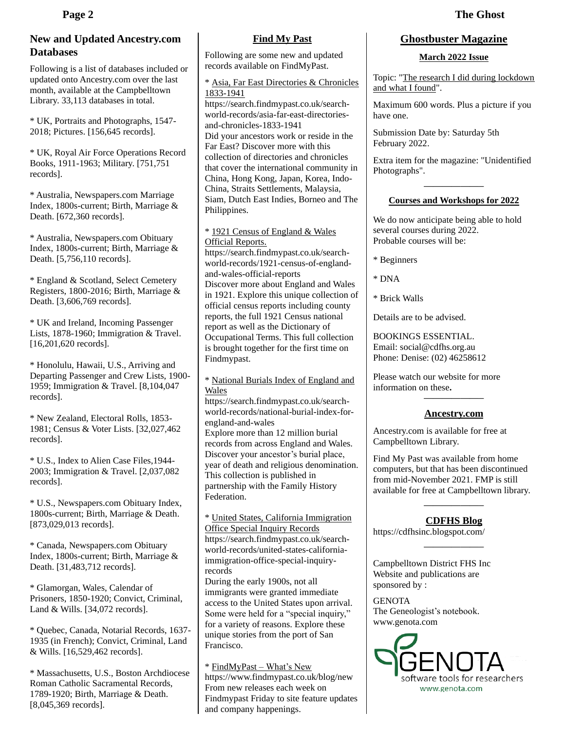## New and Updated Ancestry.com Databases

Following is a list of databases included or updated onto Ancestry.com over the last month, available at the Campbelltown Library. 33,113 databases in total.

* UK, Portraits and Photographs, 1547-2018; Pictures. [156,645 records].

* UK, Royal Air Force Operations Record Books, 1911-1963; Military. [751,751 records].

* Australia, Newspapers.com Marriage Index, 1800s-current; Birth, Marriage & Death. [672,360 records].

* Australia, Newspapers.com Obituary Index, 1800s-current; Birth, Marriage & Death. [5,756,110 records].

* England & Scotland, Select Cemetery Registers, 1800-2016; Birth, Marriage & Death. [3,606,769 records].

* UK and Ireland, Incoming Passenger Lists, 1878-1960; Immigration & Travel. [16,201,620 records].

* Honolulu, Hawaii, U.S., Arriving and Departing Passenger and Crew Lists, 1900-1959; Immigration & Travel. [8,104,047 records].

* New Zealand, Electoral Rolls, 1853-1981; Census & Voter Lists. [32,027,462 records].

* U.S., Index to Alien Case Files,1944-2003; Immigration & Travel. [2,037,082 records].

* U.S., Newspapers.com Obituary Index, 1800s-current; Birth, Marriage & Death. [873,029,013 records].

* Canada, Newspapers.com Obituary Index, 1800s-current; Birth, Marriage & Death. [31,483,712 records].

* Glamorgan, Wales, Calendar of Prisoners, 1850-1920; Convict, Criminal, Land & Wills. [34,072 records].

* Quebec, Canada, Notarial Records, 1637-1935 (in French); Convict, Criminal, Land & Wills. [16,529,462 records].

* Massachusetts, U.S., Boston Archdiocese Roman Catholic Sacramental Records, 1789-1920; Birth, Marriage & Death. [8,045,369 records].

## Find My Past

Following are some new and updated records available on FindMyPast.

* Asia, Far East Directories & Chronicles 1833-1941
https://search.findmypast.co.uk/search-world-records/asia-far-east-directories-and-chronicles-1833-1941
Did your ancestors work or reside in the Far East? Discover more with this collection of directories and chronicles that cover the international community in China, Hong Kong, Japan, Korea, Indo-China, Straits Settlements, Malaysia, Siam, Dutch East Indies, Borneo and The Philippines.

* 1921 Census of England & Wales Official Reports.
https://search.findmypast.co.uk/search-world-records/1921-census-of-england-and-wales-official-reports
Discover more about England and Wales in 1921. Explore this unique collection of official census reports including county reports, the full 1921 Census national report as well as the Dictionary of Occupational Terms. This full collection is brought together for the first time on Findmypast.

* National Burials Index of England and Wales
https://search.findmypast.co.uk/search-world-records/national-burial-index-for-england-and-wales
Explore more than 12 million burial records from across England and Wales. Discover your ancestor's burial place, year of death and religious denomination. This collection is published in partnership with the Family History Federation.

* United States, California Immigration Office Special Inquiry Records
https://search.findmypast.co.uk/search-world-records/united-states-california-immigration-office-special-inquiry-records
During the early 1900s, not all immigrants were granted immediate access to the United States upon arrival. Some were held for a "special inquiry," for a variety of reasons. Explore these unique stories from the port of San Francisco.

* FindMyPast – What's New
https://www.findmypast.co.uk/blog/new
From new releases each week on Findmypast Friday to site feature updates and company happenings.

## Ghostbuster Magazine

**March 2022 Issue**

Topic: "The research I did during lockdown and what I found".

Maximum 600 words. Plus a picture if you have one.

Submission Date by: Saturday 5th February 2022.

Extra item for the magazine: "Unidentified Photographs".

## Courses and Workshops for 2022

We do now anticipate being able to hold several courses during 2022.
Probable courses will be:

* Beginners

* DNA

* Brick Walls

Details are to be advised.

BOOKINGS ESSENTIAL.
Email: social@cdfhs.org.au
Phone: Denise: (02) 46258612

Please watch our website for more information on these**.**

## Ancestry.com

Ancestry.com is available for free at Campbelltown Library.

Find My Past was available from home computers, but that has been discontinued from mid-November 2021. FMP is still available for free at Campbelltown library.

## CDFHS Blog

https://cdfhsinc.blogspot.com/

Campbelltown District FHS Inc Website and publications are sponsored by :

GENOTA
The Geneologist's notebook.
www.genota.com

GENOTA
software tools for researchers
www.genota.com